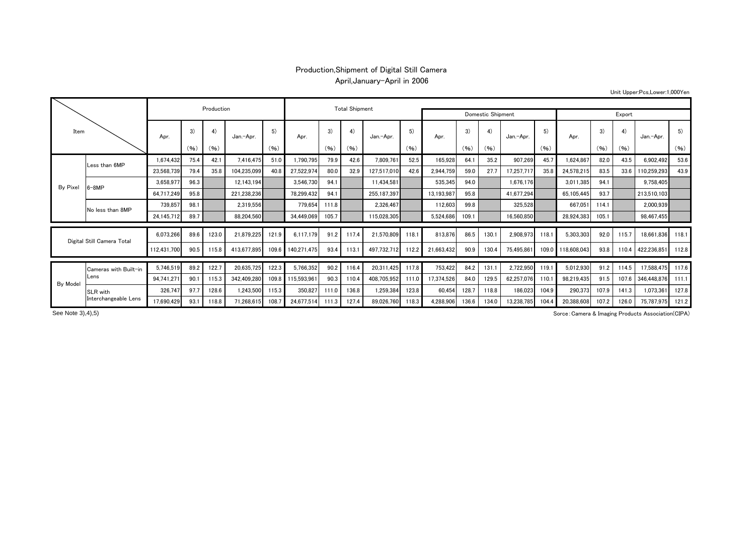# Production,Shipment of Digital Still Camera

April,January-April in 2006

Unit Upper:Pcs,Lower:1,000Yen

| Item | | Production | | | | | Total Shipment | | | | | Domestic Shipment | | | | | Export | | | | |
|---|---|---|---|---|---|---|---|---|---|---|---|---|---|---|---|---|---|---|---|---|---|
| | | Apr. | 3) (%) | 4) (%) | Jan.-Apr. | 5) (%) | Apr. | 3) (%) | 4) (%) | Jan.-Apr. | 5) (%) | Apr. | 3) (%) | 4) (%) | Jan.-Apr. | 5) (%) | Apr. | 3) (%) | 4) (%) | Jan.-Apr. | 5) (%) |
| By Pixel | Less than 6MP | 1,674,432 | 75.4 | 42.1 | 7,416,475 | 51.0 | 1,790,795 | 79.9 | 42.6 | 7,809,761 | 52.5 | 165,928 | 64.1 | 35.2 | 907,269 | 45.7 | 1,624,867 | 82.0 | 43.5 | 6,902,492 | 53.6 |
| | | 23,568,739 | 79.4 | 35.8 | 104,235,099 | 40.8 | 27,522,974 | 80.0 | 32.9 | 127,517,010 | 42.6 | 2,944,759 | 59.0 | 27.7 | 17,257,717 | 35.8 | 24,578,215 | 83.5 | 33.6 | 110,259,293 | 43.9 |
| | 6-8MP | 3,658,977 | 96.3 | | 12,143,194 | | 3,546,730 | 94.1 | | 11,434,581 | | 535,345 | 94.0 | | 1,676,176 | | 3,011,385 | 94.1 | | 9,758,405 | |
| | | 64,717,249 | 95.8 | | 221,238,236 | | 78,299,432 | 94.1 | | 255,187,397 | | 13,193,987 | 95.8 | | 41,677,294 | | 65,105,445 | 93.7 | | 213,510,103 | |
| | No less than 8MP | 739,857 | 98.1 | | 2,319,556 | | 779,654 | 111.8 | | 2,326,467 | | 112,603 | 99.8 | | 325,528 | | 667,051 | 114.1 | | 2,000,939 | |
| | | 24,145,712 | 89.7 | | 88,204,560 | | 34,449,069 | 105.7 | | 115,028,305 | | 5,524,686 | 109.1 | | 16,560,850 | | 28,924,383 | 105.1 | | 98,467,455 | |
| Digital Still Camera Total | | 6,073,266 | 89.6 | 123.0 | 21,879,225 | 121.9 | 6,117,179 | 91.2 | 117.4 | 21,570,809 | 118.1 | 813,876 | 86.5 | 130.1 | 2,908,973 | 118.1 | 5,303,303 | 92.0 | 115.7 | 18,661,836 | 118.1 |
| | | 112,431,700 | 90.5 | 115.8 | 413,677,895 | 109.6 | 140,271,475 | 93.4 | 113.1 | 497,732,712 | 112.2 | 21,663,432 | 90.9 | 130.4 | 75,495,861 | 109.0 | 118,608,043 | 93.8 | 110.4 | 422,236,851 | 112.8 |
| By Model | Cameras with Built-in Lens | 5,746,519 | 89.2 | 122.7 | 20,635,725 | 122.3 | 5,766,352 | 90.2 | 116.4 | 20,311,425 | 117.8 | 753,422 | 84.2 | 131.1 | 2,722,950 | 119.1 | 5,012,930 | 91.2 | 114.5 | 17,588,475 | 117.6 |
| | | 94,741,271 | 90.1 | 115.3 | 342,409,280 | 109.8 | 115,593,961 | 90.3 | 110.4 | 408,705,952 | 111.0 | 17,374,526 | 84.0 | 129.5 | 62,257,076 | 110.1 | 98,219,435 | 91.5 | 107.6 | 346,448,876 | 111.1 |
| | SLR with Interchangeable Lens | 326,747 | 97.7 | 128.6 | 1,243,500 | 115.3 | 350,827 | 111.0 | 136.8 | 1,259,384 | 123.8 | 60,454 | 128.7 | 118.8 | 186,023 | 104.9 | 290,373 | 107.9 | 141.3 | 1,073,361 | 127.8 |
| | | 17,690,429 | 93.1 | 118.8 | 71,268,615 | 108.7 | 24,677,514 | 111.3 | 127.4 | 89,026,760 | 118.3 | 4,288,906 | 136.6 | 134.0 | 13,238,785 | 104.4 | 20,388,608 | 107.2 | 126.0 | 75,787,975 | 121.2 |

See Note 3),4),5)

Sorce:Camera & Imaging Products Association(CIPA)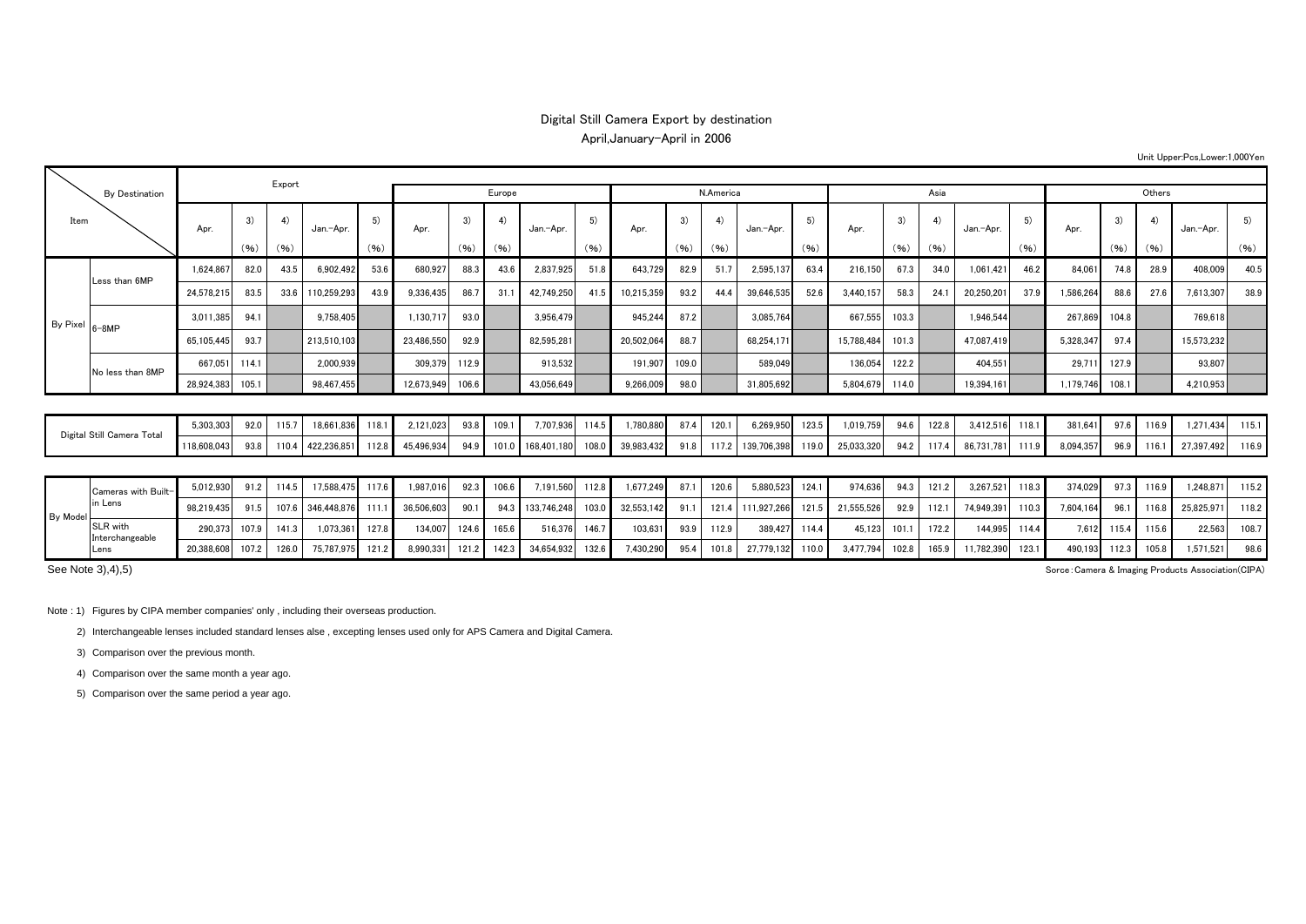# Digital Still Camera Export by destination

April,January-April in 2006

Unit Upper:Pcs,Lower:1,000Yen

| Item | By Destination | Export Apr. | 3) (%) | 4) (%) | Jan.-Apr. | 5) (%) | Europe Apr. | 3) (%) | 4) (%) | Jan.-Apr. | 5) (%) | N.America Apr. | 3) (%) | 4) (%) | Jan.-Apr. | 5) (%) | Asia Apr. | 3) (%) | 4) (%) | Jan.-Apr. | 5) (%) | Others Apr. | 3) (%) | 4) (%) | Jan.-Apr. | 5) (%) |
|---|---|---|---|---|---|---|---|---|---|---|---|---|---|---|---|---|---|---|---|---|---|---|---|---|---|---|
| By Pixel | Less than 6MP | 1,624,867 | 82.0 | 43.5 | 6,902,492 | 53.6 | 680,927 | 88.3 | 43.6 | 2,837,925 | 51.8 | 643,729 | 82.9 | 51.7 | 2,595,137 | 63.4 | 216,150 | 67.3 | 34.0 | 1,061,421 | 46.2 | 84,061 | 74.8 | 28.9 | 408,009 | 40.5 |
| | | 24,578,215 | 83.5 | 33.6 | 110,259,293 | 43.9 | 9,336,435 | 86.7 | 31.1 | 42,749,250 | 41.5 | 10,215,359 | 93.2 | 44.4 | 39,646,535 | 52.6 | 3,440,157 | 58.3 | 24.1 | 20,250,201 | 37.9 | 1,586,264 | 88.6 | 27.6 | 7,613,307 | 38.9 |
| | 6-8MP | 3,011,385 | 94.1 | | 9,758,405 | | 1,130,717 | 93.0 | | 3,956,479 | | 945,244 | 87.2 | | 3,085,764 | | 667,555 | 103.3 | | 1,946,544 | | 267,869 | 104.8 | | 769,618 | |
| | | 65,105,445 | 93.7 | | 213,510,103 | | 23,486,550 | 92.9 | | 82,595,281 | | 20,502,064 | 88.7 | | 68,254,171 | | 15,788,484 | 101.3 | | 47,087,419 | | 5,328,347 | 97.4 | | 15,573,232 | |
| | No less than 8MP | 667,051 | 114.1 | | 2,000,939 | | 309,379 | 112.9 | | 913,532 | | 191,907 | 109.0 | | 589,049 | | 136,054 | 122.2 | | 404,551 | | 29,711 | 127.9 | | 93,807 | |
| | | 28,924,383 | 105.1 | | 98,467,455 | | 12,673,949 | 106.6 | | 43,056,649 | | 9,266,009 | 98.0 | | 31,805,692 | | 5,804,679 | 114.0 | | 19,394,161 | | 1,179,746 | 108.1 | | 4,210,953 | |
| Digital Still Camera Total | | 5,303,303 | 92.0 | 115.7 | 18,661,836 | 118.1 | 2,121,023 | 93.8 | 109.1 | 7,707,936 | 114.5 | 1,780,880 | 87.4 | 120.1 | 6,269,950 | 123.5 | 1,019,759 | 94.6 | 122.8 | 3,412,516 | 118.1 | 381,641 | 97.6 | 116.9 | 1,271,434 | 115.1 |
| | | 118,608,043 | 93.8 | 110.4 | 422,236,851 | 112.8 | 45,496,934 | 94.9 | 101.0 | 168,401,180 | 108.0 | 39,983,432 | 91.8 | 117.2 | 139,706,398 | 119.0 | 25,033,320 | 94.2 | 117.4 | 86,731,781 | 111.9 | 8,094,357 | 96.9 | 116.1 | 27,397,492 | 116.9 |
| By Model | Cameras with Built-in Lens | 5,012,930 | 91.2 | 114.5 | 17,588,475 | 117.6 | 1,987,016 | 92.3 | 106.6 | 7,191,560 | 112.8 | 1,677,249 | 87.1 | 120.6 | 5,880,523 | 124.1 | 974,636 | 94.3 | 121.2 | 3,267,521 | 118.3 | 374,029 | 97.3 | 116.9 | 1,248,871 | 115.2 |
| | | 98,219,435 | 91.5 | 107.6 | 346,448,876 | 111.1 | 36,506,603 | 90.1 | 94.3 | 133,746,248 | 103.0 | 32,553,142 | 91.1 | 121.4 | 111,927,266 | 121.5 | 21,555,526 | 92.9 | 112.1 | 74,949,391 | 110.3 | 7,604,164 | 96.1 | 116.8 | 25,825,971 | 118.2 |
| | SLR with Interchangeable Lens | 290,373 | 107.9 | 141.3 | 1,073,361 | 127.8 | 134,007 | 124.6 | 165.6 | 516,376 | 146.7 | 103,631 | 93.9 | 112.9 | 389,427 | 114.4 | 45,123 | 101.1 | 172.2 | 144,995 | 114.4 | 7,612 | 115.4 | 115.6 | 22,563 | 108.7 |
| | | 20,388,608 | 107.2 | 126.0 | 75,787,975 | 121.2 | 8,990,331 | 121.2 | 142.3 | 34,654,932 | 132.6 | 7,430,290 | 95.4 | 101.8 | 27,779,132 | 110.0 | 3,477,794 | 102.8 | 165.9 | 11,782,390 | 123.1 | 490,193 | 112.3 | 105.8 | 1,571,521 | 98.6 |

See Note 3),4),5)

Sorce:Camera & Imaging Products Association(CIPA)

Note : 1) Figures by CIPA member companies' only , including their overseas production.

2) Interchangeable lenses included standard lenses alse , excepting lenses used only for APS Camera and Digital Camera.

3) Comparison over the previous month.

4) Comparison over the same month a year ago.

5) Comparison over the same period a year ago.